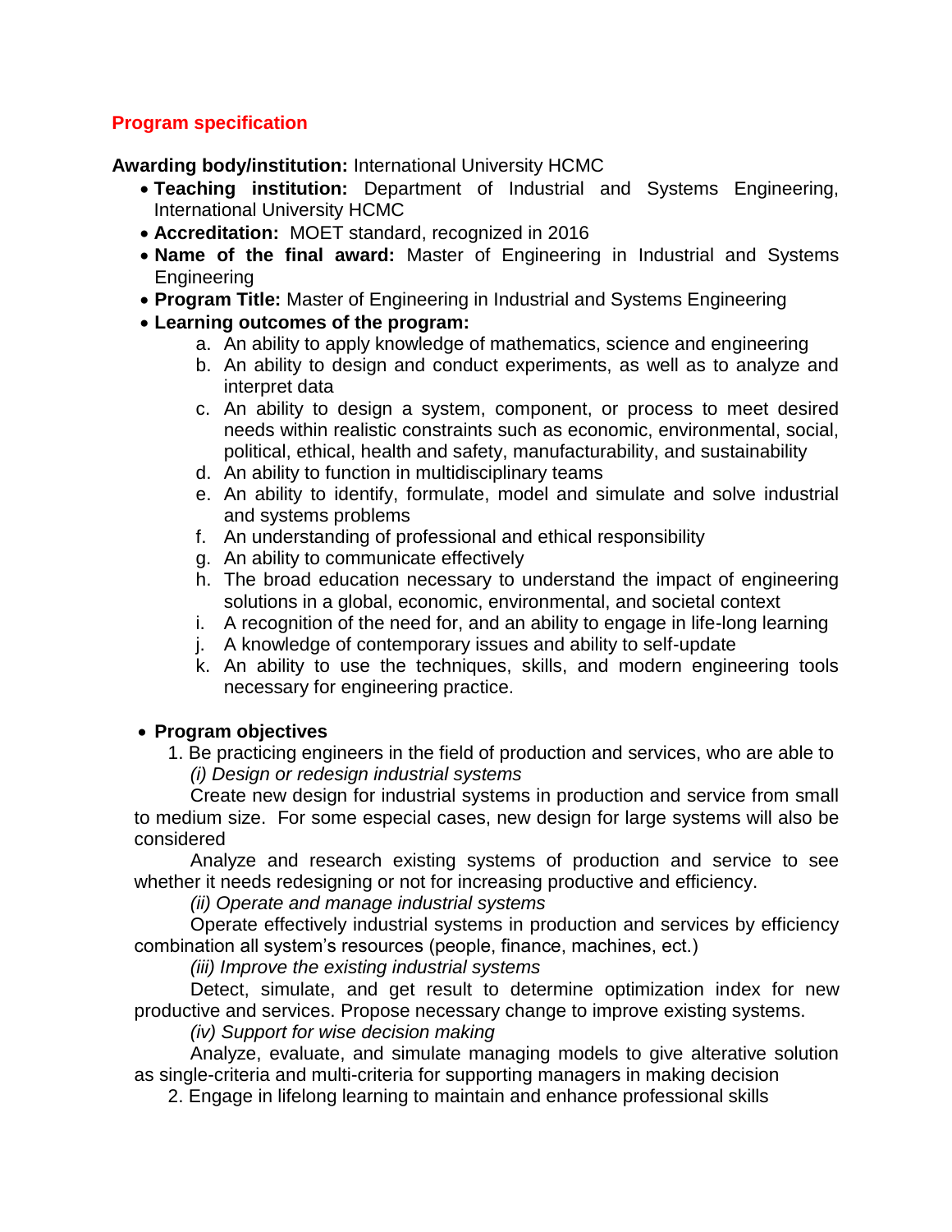## Program specification

**Awarding body/institution:** International University HCMC

- **Teaching institution:** Department of Industrial and Systems Engineering, International University HCMC
- **Accreditation:** MOET standard, recognized in 2016
- **Name of the final award:** Master of Engineering in Industrial and Systems Engineering
- **Program Title:** Master of Engineering in Industrial and Systems Engineering
- **Learning outcomes of the program:**
    a. An ability to apply knowledge of mathematics, science and engineering
    b. An ability to design and conduct experiments, as well as to analyze and interpret data
    c. An ability to design a system, component, or process to meet desired needs within realistic constraints such as economic, environmental, social, political, ethical, health and safety, manufacturability, and sustainability
    d. An ability to function in multidisciplinary teams
    e. An ability to identify, formulate, model and simulate and solve industrial and systems problems
    f. An understanding of professional and ethical responsibility
    g. An ability to communicate effectively
    h. The broad education necessary to understand the impact of engineering solutions in a global, economic, environmental, and societal context
    i. A recognition of the need for, and an ability to engage in life-long learning
    j. A knowledge of contemporary issues and ability to self-update
    k. An ability to use the techniques, skills, and modern engineering tools necessary for engineering practice.

- **Program objectives**
    1. Be practicing engineers in the field of production and services, who are able to

       *(i) Design or redesign industrial systems*

       Create new design for industrial systems in production and service from small to medium size. For some especial cases, new design for large systems will also be considered

       Analyze and research existing systems of production and service to see whether it needs redesigning or not for increasing productive and efficiency.

       *(ii) Operate and manage industrial systems*

       Operate effectively industrial systems in production and services by efficiency combination all system's resources (people, finance, machines, ect.)

       *(iii) Improve the existing industrial systems*

       Detect, simulate, and get result to determine optimization index for new productive and services. Propose necessary change to improve existing systems.

       *(iv) Support for wise decision making*

       Analyze, evaluate, and simulate managing models to give alterative solution as single-criteria and multi-criteria for supporting managers in making decision
    2. Engage in lifelong learning to maintain and enhance professional skills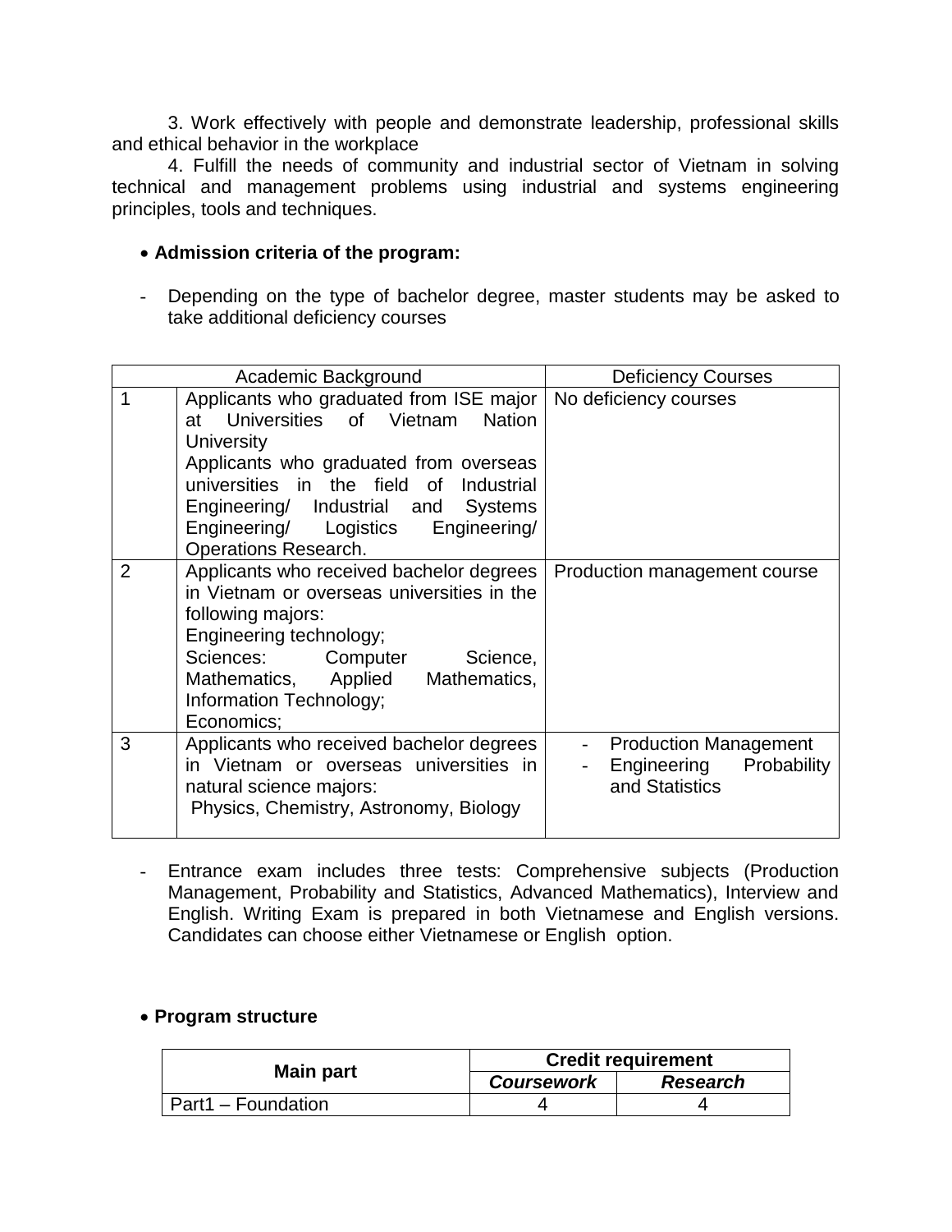3. Work effectively with people and demonstrate leadership, professional skills and ethical behavior in the workplace

4. Fulfill the needs of community and industrial sector of Vietnam in solving technical and management problems using industrial and systems engineering principles, tools and techniques.

- **Admission criteria of the program:**

- Depending on the type of bachelor degree, master students may be asked to take additional deficiency courses

| | Academic Background | Deficiency Courses |
|---|---|---|
| 1 | Applicants who graduated from ISE major at Universities of Vietnam Nation University<br>Applicants who graduated from overseas universities in the field of Industrial Engineering/ Industrial and Systems Engineering/ Logistics Engineering/ Operations Research. | No deficiency courses |
| 2 | Applicants who received bachelor degrees in Vietnam or overseas universities in the following majors:<br>Engineering technology;<br>Sciences: Computer Science, Mathematics, Applied Mathematics, Information Technology;<br>Economics; | Production management course |
| 3 | Applicants who received bachelor degrees in Vietnam or overseas universities in natural science majors:<br>Physics, Chemistry, Astronomy, Biology | - Production Management<br>- Engineering Probability and Statistics |

- Entrance exam includes three tests: Comprehensive subjects (Production Management, Probability and Statistics, Advanced Mathematics), Interview and English. Writing Exam is prepared in both Vietnamese and English versions. Candidates can choose either Vietnamese or English option.

- **Program structure**

| Main part | Credit requirement | |
|---|---|---|
| | ***Coursework*** | ***Research*** |
| Part1 – Foundation | 4 | 4 |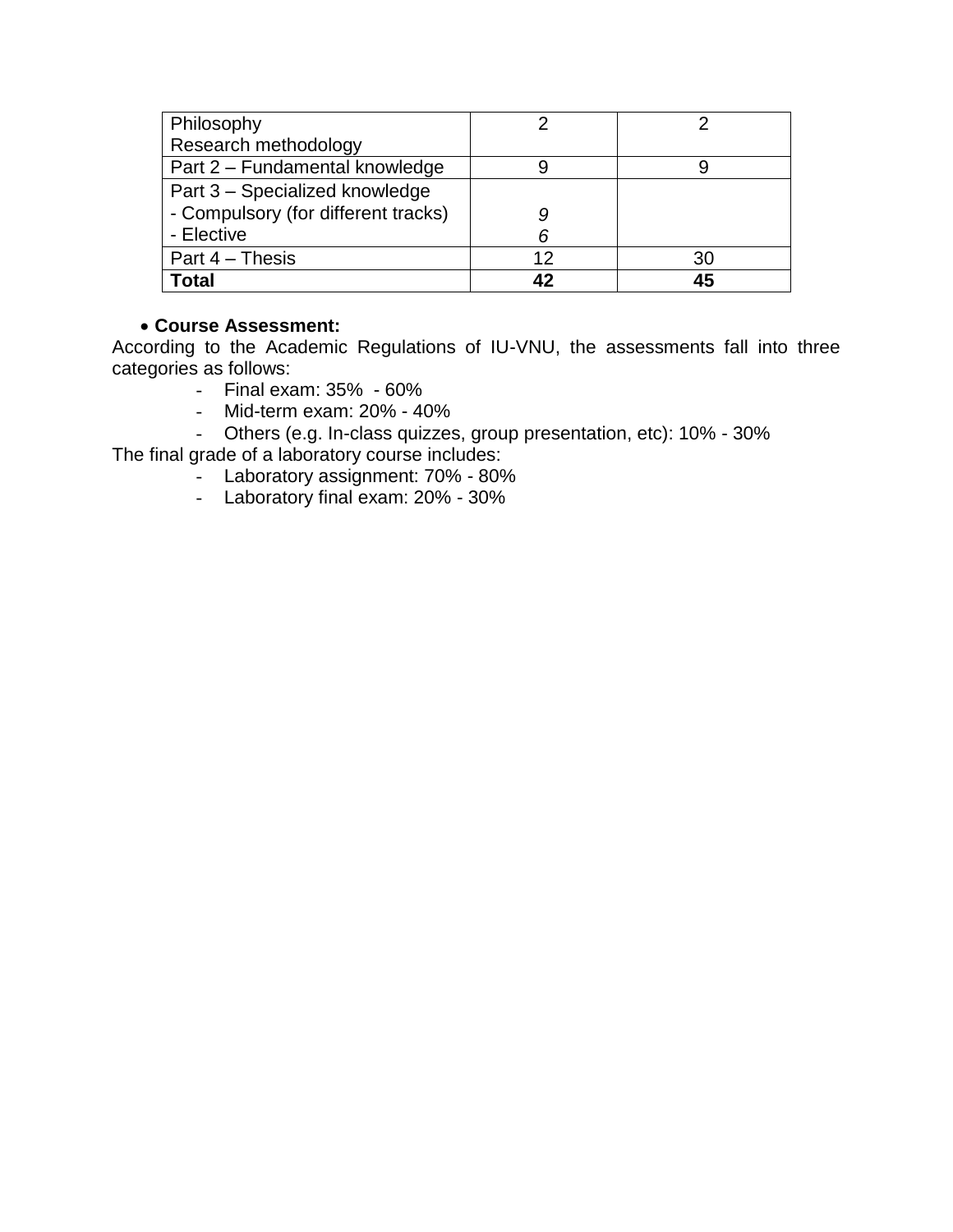| | | |
|---|---|---|
| Philosophy<br>Research methodology | 2 | 2 |
| Part 2 – Fundamental knowledge | 9 | 9 |
| Part 3 – Specialized knowledge<br>- Compulsory (for different tracks)<br>- Elective | <br>*9*<br>*6* | |
| Part 4 – Thesis | 12 | 30 |
| **Total** | **42** | **45** |

- **Course Assessment:**

According to the Academic Regulations of IU-VNU, the assessments fall into three categories as follows:

- Final exam: 35% - 60%
- Mid-term exam: 20% - 40%
- Others (e.g. In-class quizzes, group presentation, etc): 10% - 30%

The final grade of a laboratory course includes:

- Laboratory assignment: 70% - 80%
- Laboratory final exam: 20% - 30%